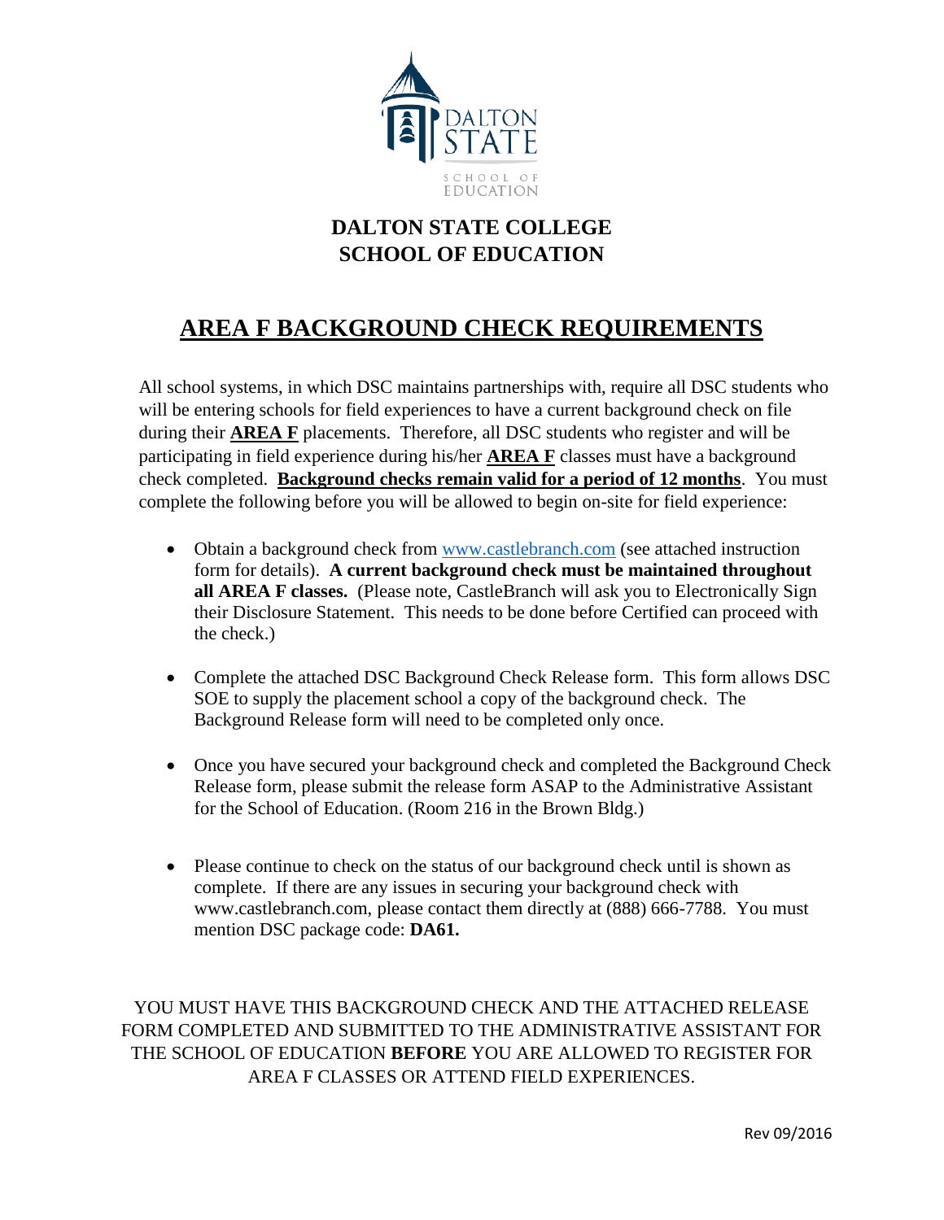# DALTON STATE COLLEGE
# SCHOOL OF EDUCATION

## AREA F BACKGROUND CHECK REQUIREMENTS

All school systems, in which DSC maintains partnerships with, require all DSC students who will be entering schools for field experiences to have a current background check on file during their **AREA F** placements. Therefore, all DSC students who register and will be participating in field experience during his/her **AREA F** classes must have a background check completed. **Background checks remain valid for a period of 12 months**. You must complete the following before you will be allowed to begin on-site for field experience:

- Obtain a background check from www.castlebranch.com (see attached instruction form for details). **A current background check must be maintained throughout all AREA F classes.** (Please note, CastleBranch will ask you to Electronically Sign their Disclosure Statement. This needs to be done before Certified can proceed with the check.)

- Complete the attached DSC Background Check Release form. This form allows DSC SOE to supply the placement school a copy of the background check. The Background Release form will need to be completed only once.

- Once you have secured your background check and completed the Background Check Release form, please submit the release form ASAP to the Administrative Assistant for the School of Education. (Room 216 in the Brown Bldg.)

- Please continue to check on the status of our background check until is shown as complete. If there are any issues in securing your background check with www.castlebranch.com, please contact them directly at (888) 666-7788. You must mention DSC package code: **DA61.**

YOU MUST HAVE THIS BACKGROUND CHECK AND THE ATTACHED RELEASE FORM COMPLETED AND SUBMITTED TO THE ADMINISTRATIVE ASSISTANT FOR THE SCHOOL OF EDUCATION **BEFORE** YOU ARE ALLOWED TO REGISTER FOR AREA F CLASSES OR ATTEND FIELD EXPERIENCES.

Rev 09/2016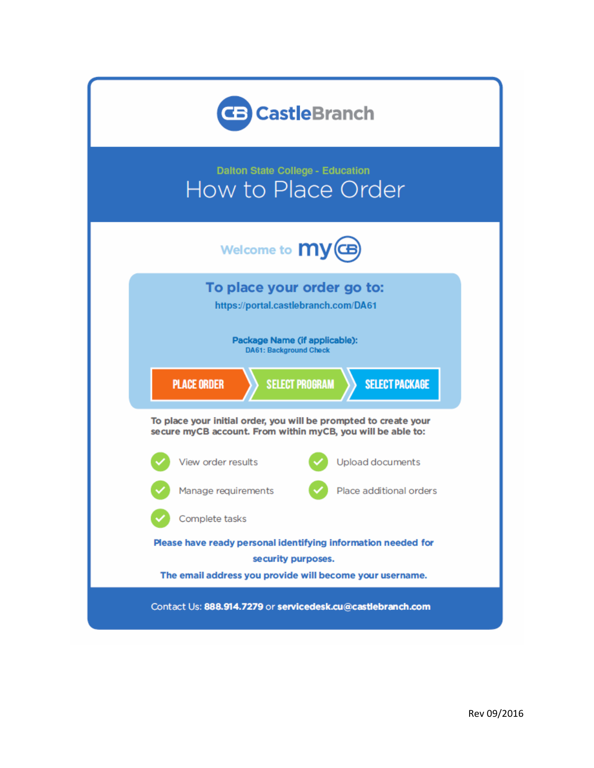# CastleBranch

Dalton State College - Education

## How to Place Order

Welcome to myCB

### To place your order go to:

https://portal.castlebranch.com/DA61

**Package Name (if applicable):**
**DA61: Background Check**

**PLACE ORDER** → **SELECT PROGRAM** → **SELECT PACKAGE**

**To place your initial order, you will be prompted to create your secure myCB account. From within myCB, you will be able to:**

- View order results
- Upload documents
- Manage requirements
- Place additional orders
- Complete tasks

**Please have ready personal identifying information needed for security purposes.**

**The email address you provide will become your username.**

Contact Us: **888.914.7279** or **servicedesk.cu@castlebranch.com**

Rev 09/2016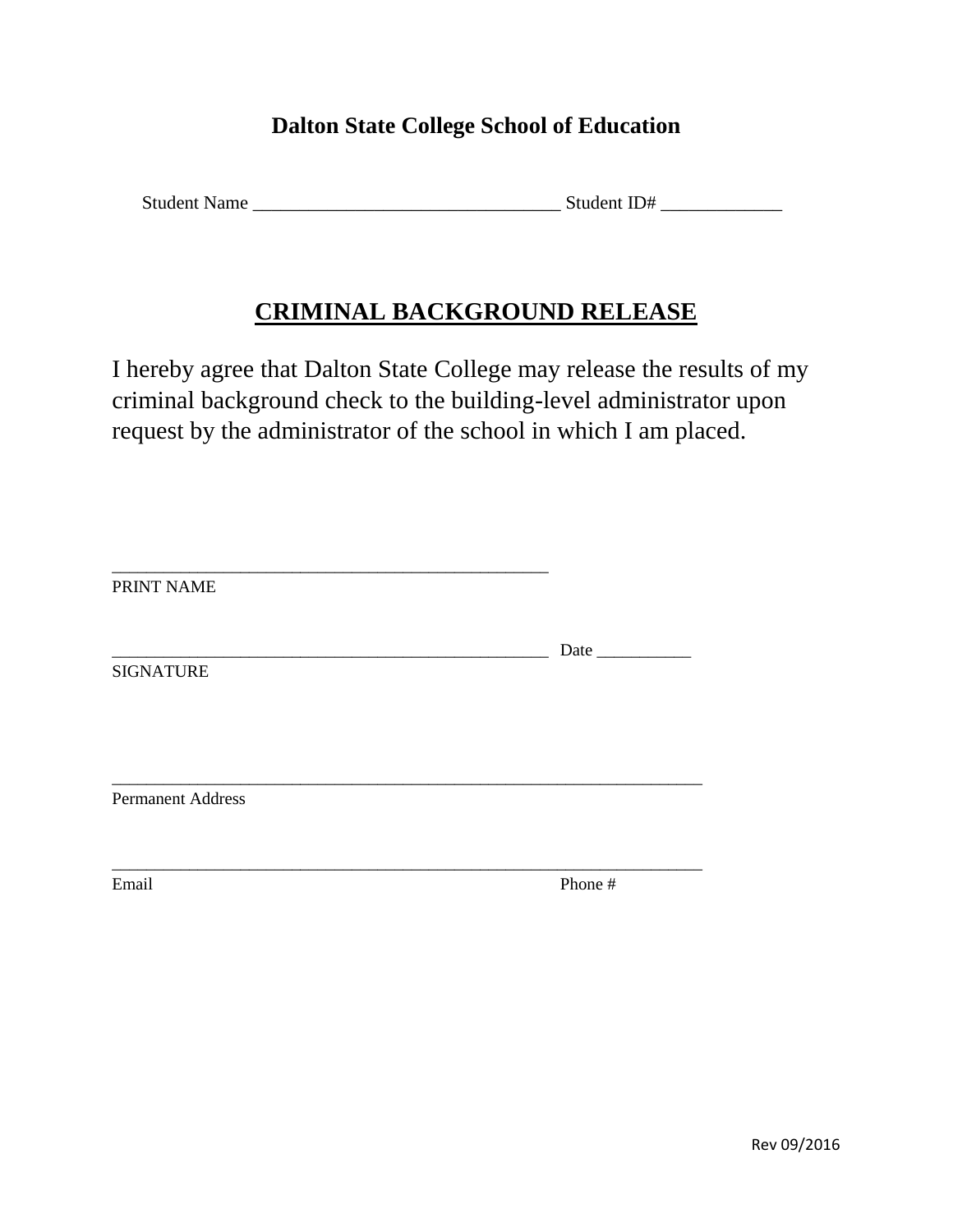**Dalton State College School of Education**

Student Name ________________________________ Student ID# _____________

## CRIMINAL BACKGROUND RELEASE

I hereby agree that Dalton State College may release the results of my criminal background check to the building-level administrator upon request by the administrator of the school in which I am placed.

______________________________________________
PRINT NAME

______________________________________________ Date ___________
SIGNATURE

______________________________________________________________
Permanent Address

______________________________________________________________
Email Phone #

Rev 09/2016